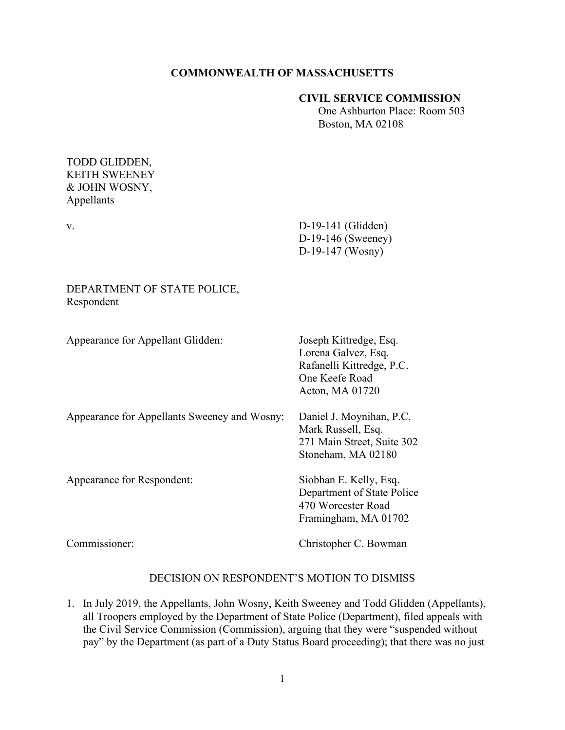**COMMONWEALTH OF MASSACHUSETTS**

**CIVIL SERVICE COMMISSION**
One Ashburton Place: Room 503
Boston, MA 02108

TODD GLIDDEN,
KEITH SWEENEY
& JOHN WOSNY,
Appellants

v. D-19-141 (Glidden)
D-19-146 (Sweeney)
D-19-147 (Wosny)

DEPARTMENT OF STATE POLICE,
Respondent

Appearance for Appellant Glidden: Joseph Kittredge, Esq.
Lorena Galvez, Esq.
Rafanelli Kittredge, P.C.
One Keefe Road
Acton, MA 01720

Appearance for Appellants Sweeney and Wosny: Daniel J. Moynihan, P.C.
Mark Russell, Esq.
271 Main Street, Suite 302
Stoneham, MA 02180

Appearance for Respondent: Siobhan E. Kelly, Esq.
Department of State Police
470 Worcester Road
Framingham, MA 01702

Commissioner: Christopher C. Bowman

DECISION ON RESPONDENT'S MOTION TO DISMISS

1. In July 2019, the Appellants, John Wosny, Keith Sweeney and Todd Glidden (Appellants), all Troopers employed by the Department of State Police (Department), filed appeals with the Civil Service Commission (Commission), arguing that they were "suspended without pay" by the Department (as part of a Duty Status Board proceeding); that there was no just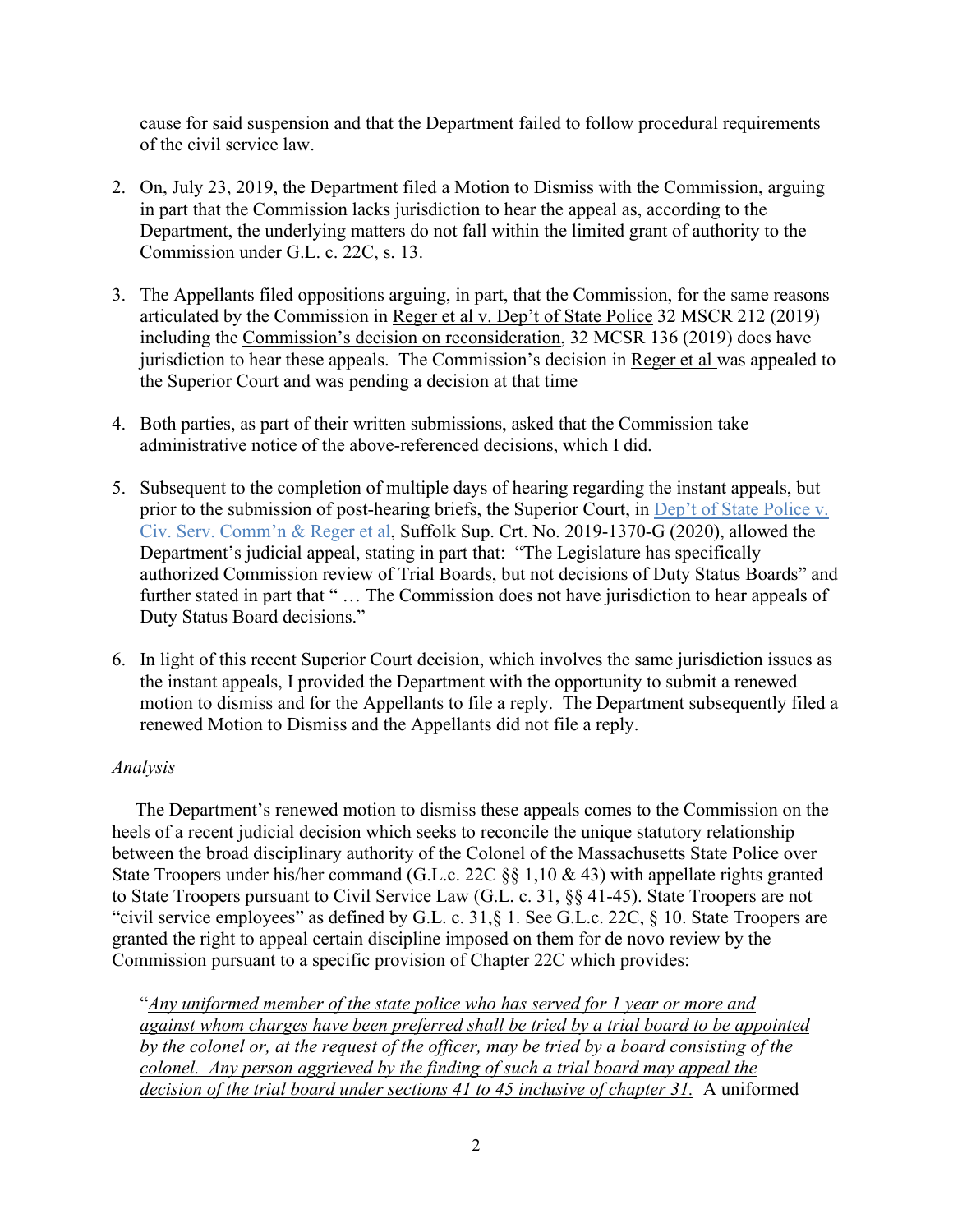cause for said suspension and that the Department failed to follow procedural requirements of the civil service law.

2. On, July 23, 2019, the Department filed a Motion to Dismiss with the Commission, arguing in part that the Commission lacks jurisdiction to hear the appeal as, according to the Department, the underlying matters do not fall within the limited grant of authority to the Commission under G.L. c. 22C, s. 13.

3. The Appellants filed oppositions arguing, in part, that the Commission, for the same reasons articulated by the Commission in Reger et al v. Dep't of State Police 32 MSCR 212 (2019) including the Commission's decision on reconsideration, 32 MCSR 136 (2019) does have jurisdiction to hear these appeals. The Commission's decision in Reger et al was appealed to the Superior Court and was pending a decision at that time

4. Both parties, as part of their written submissions, asked that the Commission take administrative notice of the above-referenced decisions, which I did.

5. Subsequent to the completion of multiple days of hearing regarding the instant appeals, but prior to the submission of post-hearing briefs, the Superior Court, in Dep't of State Police v. Civ. Serv. Comm'n & Reger et al, Suffolk Sup. Crt. No. 2019-1370-G (2020), allowed the Department's judicial appeal, stating in part that: "The Legislature has specifically authorized Commission review of Trial Boards, but not decisions of Duty Status Boards" and further stated in part that " … The Commission does not have jurisdiction to hear appeals of Duty Status Board decisions."

6. In light of this recent Superior Court decision, which involves the same jurisdiction issues as the instant appeals, I provided the Department with the opportunity to submit a renewed motion to dismiss and for the Appellants to file a reply. The Department subsequently filed a renewed Motion to Dismiss and the Appellants did not file a reply.

*Analysis*

The Department's renewed motion to dismiss these appeals comes to the Commission on the heels of a recent judicial decision which seeks to reconcile the unique statutory relationship between the broad disciplinary authority of the Colonel of the Massachusetts State Police over State Troopers under his/her command (G.L.c. 22C §§ 1,10 & 43) with appellate rights granted to State Troopers pursuant to Civil Service Law (G.L. c. 31, §§ 41-45). State Troopers are not "civil service employees" as defined by G.L. c. 31,§ 1. See G.L.c. 22C, § 10. State Troopers are granted the right to appeal certain discipline imposed on them for de novo review by the Commission pursuant to a specific provision of Chapter 22C which provides:

> "*Any uniformed member of the state police who has served for 1 year or more and against whom charges have been preferred shall be tried by a trial board to be appointed by the colonel or, at the request of the officer, may be tried by a board consisting of the colonel. Any person aggrieved by the finding of such a trial board may appeal the decision of the trial board under sections 41 to 45 inclusive of chapter 31.* A uniformed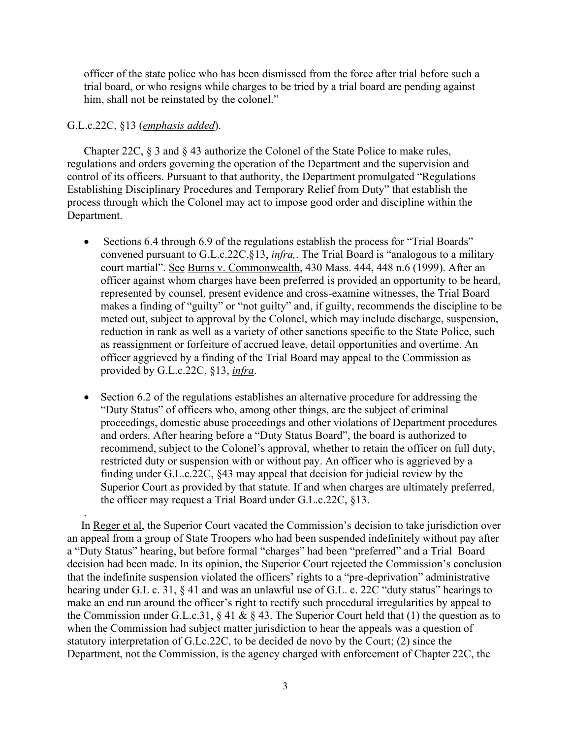officer of the state police who has been dismissed from the force after trial before such a trial board, or who resigns while charges to be tried by a trial board are pending against him, shall not be reinstated by the colonel."

G.L.c.22C, §13 (*emphasis added*).

Chapter 22C, § 3 and § 43 authorize the Colonel of the State Police to make rules, regulations and orders governing the operation of the Department and the supervision and control of its officers. Pursuant to that authority, the Department promulgated "Regulations Establishing Disciplinary Procedures and Temporary Relief from Duty" that establish the process through which the Colonel may act to impose good order and discipline within the Department.

- Sections 6.4 through 6.9 of the regulations establish the process for "Trial Boards" convened pursuant to G.L.c.22C,§13, *infra,*. The Trial Board is "analogous to a military court martial". See Burns v. Commonwealth, 430 Mass. 444, 448 n.6 (1999). After an officer against whom charges have been preferred is provided an opportunity to be heard, represented by counsel, present evidence and cross-examine witnesses, the Trial Board makes a finding of "guilty" or "not guilty" and, if guilty, recommends the discipline to be meted out, subject to approval by the Colonel, which may include discharge, suspension, reduction in rank as well as a variety of other sanctions specific to the State Police, such as reassignment or forfeiture of accrued leave, detail opportunities and overtime. An officer aggrieved by a finding of the Trial Board may appeal to the Commission as provided by G.L.c.22C, §13, *infra*.

- Section 6.2 of the regulations establishes an alternative procedure for addressing the "Duty Status" of officers who, among other things, are the subject of criminal proceedings, domestic abuse proceedings and other violations of Department procedures and orders. After hearing before a "Duty Status Board", the board is authorized to recommend, subject to the Colonel's approval, whether to retain the officer on full duty, restricted duty or suspension with or without pay. An officer who is aggrieved by a finding under G.L.c.22C, §43 may appeal that decision for judicial review by the Superior Court as provided by that statute. If and when charges are ultimately preferred, the officer may request a Trial Board under G.L.c.22C, §13.

In Reger et al, the Superior Court vacated the Commission's decision to take jurisdiction over an appeal from a group of State Troopers who had been suspended indefinitely without pay after a "Duty Status" hearing, but before formal "charges" had been "preferred" and a Trial Board decision had been made. In its opinion, the Superior Court rejected the Commission's conclusion that the indefinite suspension violated the officers' rights to a "pre-deprivation" administrative hearing under G.L c. 31, § 41 and was an unlawful use of G.L. c. 22C "duty status" hearings to make an end run around the officer's right to rectify such procedural irregularities by appeal to the Commission under G.L.c.31, § 41 & § 43. The Superior Court held that (1) the question as to when the Commission had subject matter jurisdiction to hear the appeals was a question of statutory interpretation of G.Lc.22C, to be decided de novo by the Court; (2) since the Department, not the Commission, is the agency charged with enforcement of Chapter 22C, the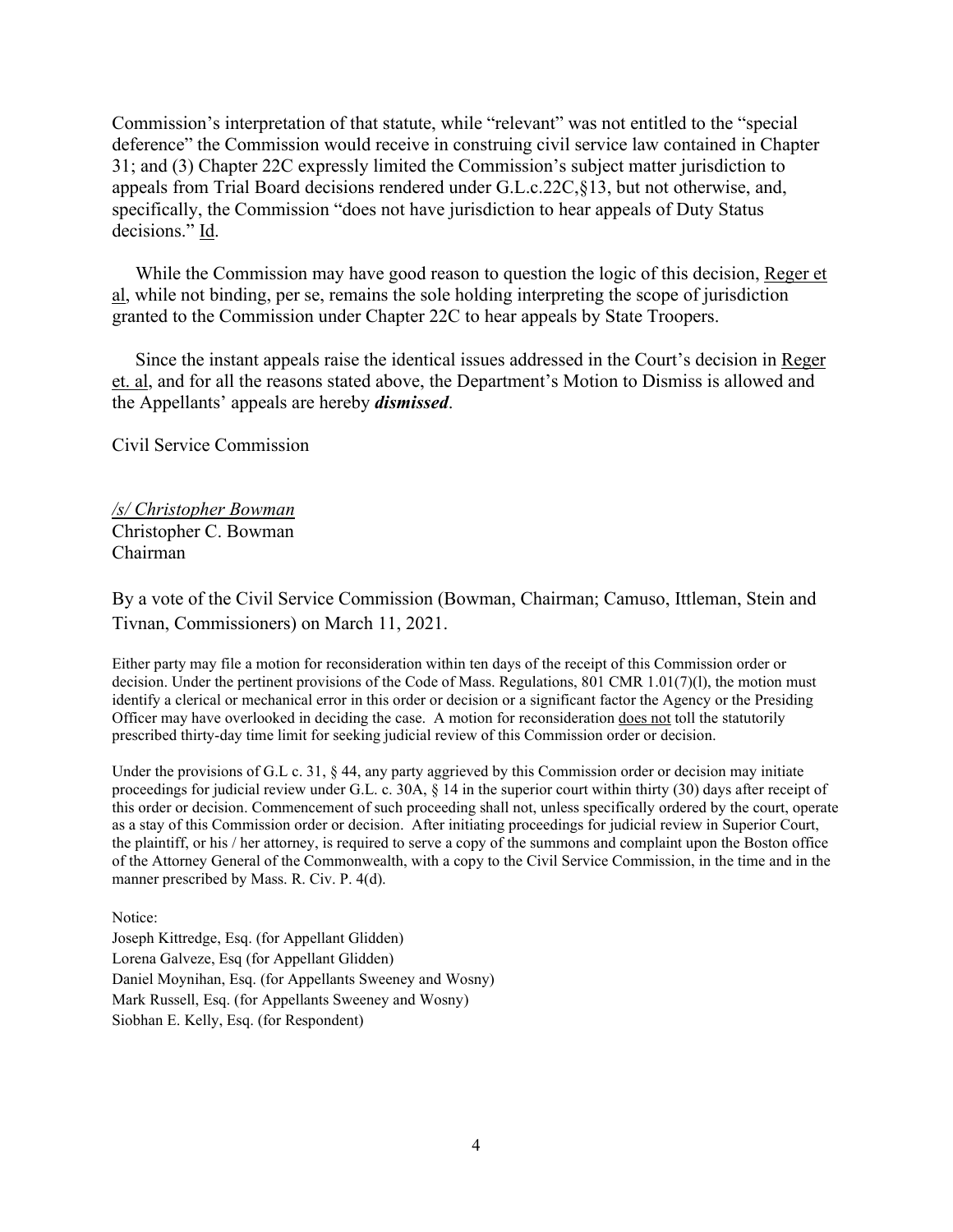Commission's interpretation of that statute, while "relevant" was not entitled to the "special deference" the Commission would receive in construing civil service law contained in Chapter 31; and (3) Chapter 22C expressly limited the Commission's subject matter jurisdiction to appeals from Trial Board decisions rendered under G.L.c.22C,§13, but not otherwise, and, specifically, the Commission "does not have jurisdiction to hear appeals of Duty Status decisions." Id.

While the Commission may have good reason to question the logic of this decision, Reger et al, while not binding, per se, remains the sole holding interpreting the scope of jurisdiction granted to the Commission under Chapter 22C to hear appeals by State Troopers.

Since the instant appeals raise the identical issues addressed in the Court's decision in Reger et. al, and for all the reasons stated above, the Department's Motion to Dismiss is allowed and the Appellants' appeals are hereby ***dismissed***.

Civil Service Commission

*/s/ Christopher Bowman*
Christopher C. Bowman
Chairman

By a vote of the Civil Service Commission (Bowman, Chairman; Camuso, Ittleman, Stein and Tivnan, Commissioners) on March 11, 2021.

Either party may file a motion for reconsideration within ten days of the receipt of this Commission order or decision. Under the pertinent provisions of the Code of Mass. Regulations, 801 CMR 1.01(7)(l), the motion must identify a clerical or mechanical error in this order or decision or a significant factor the Agency or the Presiding Officer may have overlooked in deciding the case. A motion for reconsideration does not toll the statutorily prescribed thirty-day time limit for seeking judicial review of this Commission order or decision.

Under the provisions of G.L c. 31, § 44, any party aggrieved by this Commission order or decision may initiate proceedings for judicial review under G.L. c. 30A, § 14 in the superior court within thirty (30) days after receipt of this order or decision. Commencement of such proceeding shall not, unless specifically ordered by the court, operate as a stay of this Commission order or decision. After initiating proceedings for judicial review in Superior Court, the plaintiff, or his / her attorney, is required to serve a copy of the summons and complaint upon the Boston office of the Attorney General of the Commonwealth, with a copy to the Civil Service Commission, in the time and in the manner prescribed by Mass. R. Civ. P. 4(d).

Notice:
Joseph Kittredge, Esq. (for Appellant Glidden)
Lorena Galveze, Esq (for Appellant Glidden)
Daniel Moynihan, Esq. (for Appellants Sweeney and Wosny)
Mark Russell, Esq. (for Appellants Sweeney and Wosny)
Siobhan E. Kelly, Esq. (for Respondent)